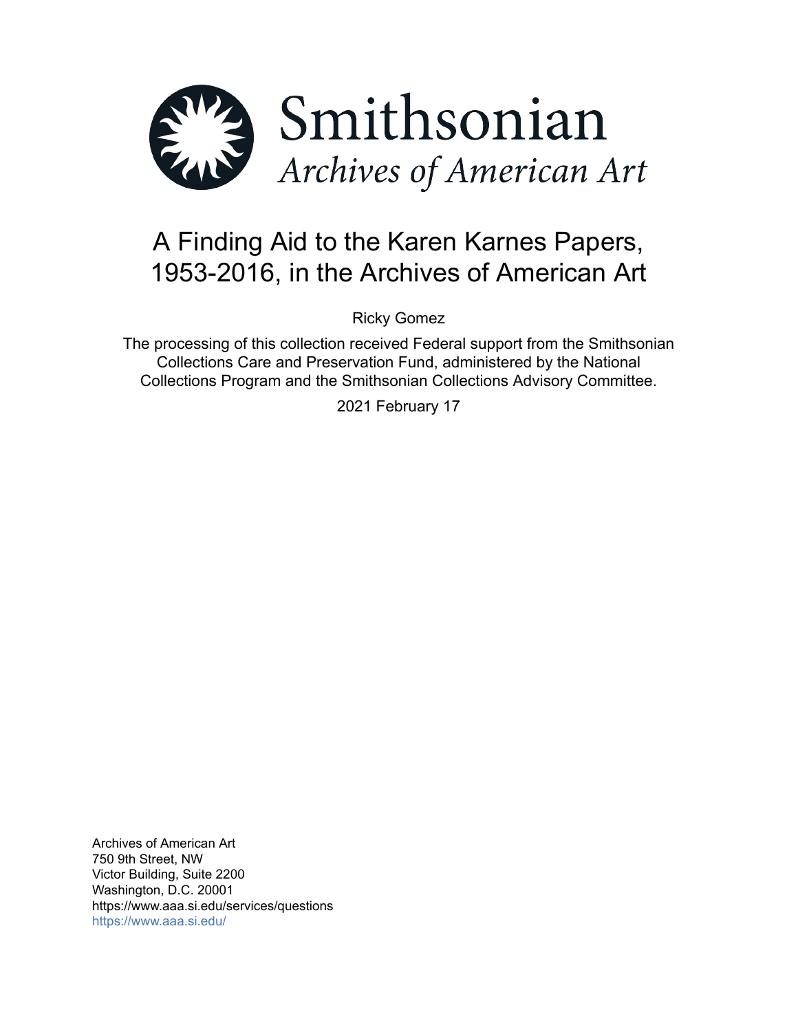Smithsonian

*Archives of American Art*

# A Finding Aid to the Karen Karnes Papers, 1953-2016, in the Archives of American Art

Ricky Gomez

The processing of this collection received Federal support from the Smithsonian Collections Care and Preservation Fund, administered by the National Collections Program and the Smithsonian Collections Advisory Committee.

2021 February 17

Archives of American Art
750 9th Street, NW
Victor Building, Suite 2200
Washington, D.C. 20001
https://www.aaa.si.edu/services/questions
https://www.aaa.si.edu/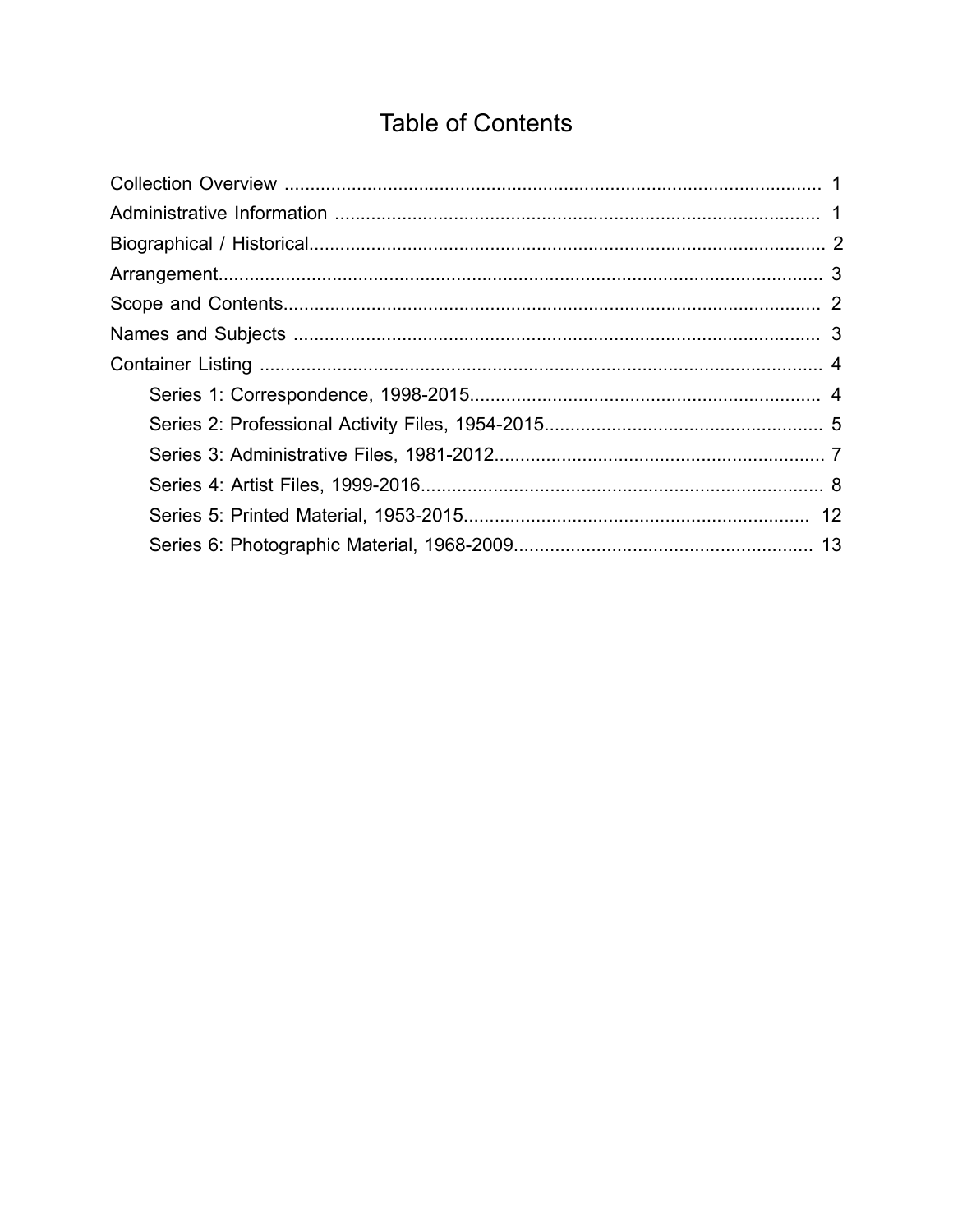# Table of Contents

- Collection Overview ........................................................................................................ 1
- Administrative Information .............................................................................................. 1
- Biographical / Historical.................................................................................................... 2
- Arrangement..................................................................................................................... 3
- Scope and Contents.......................................................................................................... 2
- Names and Subjects ......................................................................................................... 3
- Container Listing .............................................................................................................. 4
  - Series 1: Correspondence, 1998-2015.................................................................... 4
  - Series 2: Professional Activity Files, 1954-2015...................................................... 5
  - Series 3: Administrative Files, 1981-2012................................................................ 7
  - Series 4: Artist Files, 1999-2016.............................................................................. 8
  - Series 5: Printed Material, 1953-2015.................................................................... 12
  - Series 6: Photographic Material, 1968-2009........................................................... 13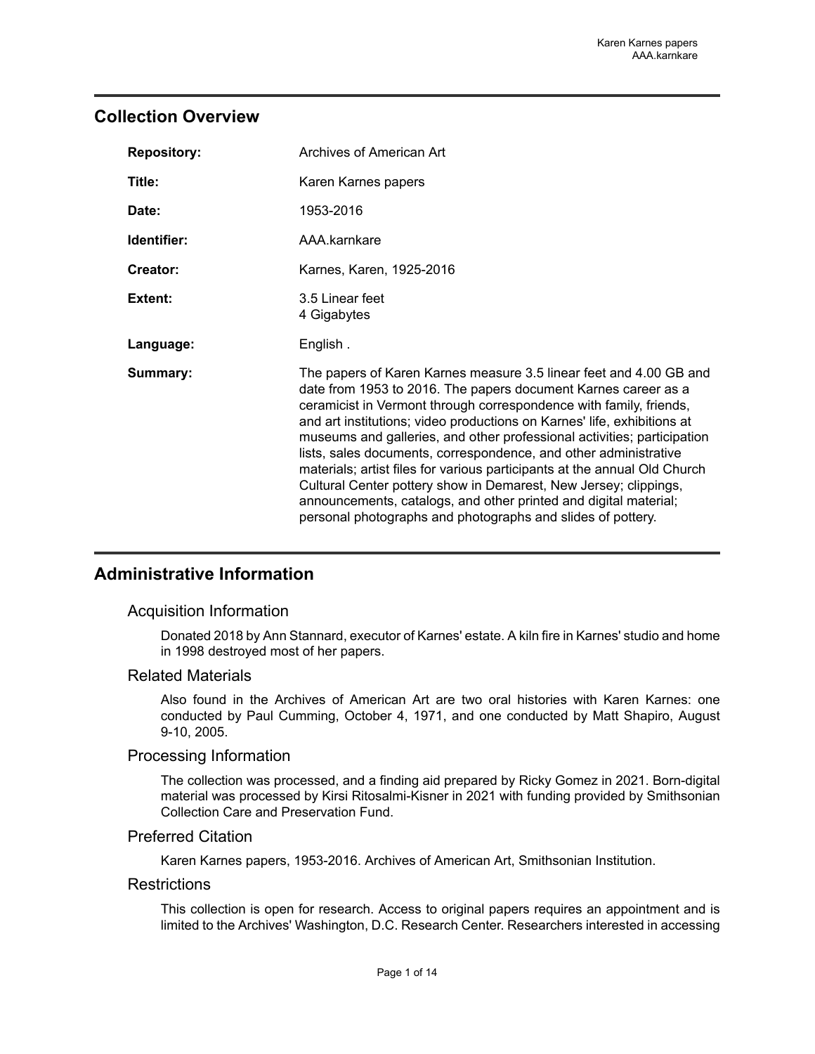## Collection Overview

| | |
|---|---|
| **Repository:** | Archives of American Art |
| **Title:** | Karen Karnes papers |
| **Date:** | 1953-2016 |
| **Identifier:** | AAA.karnkare |
| **Creator:** | Karnes, Karen, 1925-2016 |
| **Extent:** | 3.5 Linear feet<br>4 Gigabytes |
| **Language:** | English . |
| **Summary:** | The papers of Karen Karnes measure 3.5 linear feet and 4.00 GB and date from 1953 to 2016. The papers document Karnes career as a ceramicist in Vermont through correspondence with family, friends, and art institutions; video productions on Karnes' life, exhibitions at museums and galleries, and other professional activities; participation lists, sales documents, correspondence, and other administrative materials; artist files for various participants at the annual Old Church Cultural Center pottery show in Demarest, New Jersey; clippings, announcements, catalogs, and other printed and digital material; personal photographs and photographs and slides of pottery. |

## Administrative Information

### Acquisition Information

Donated 2018 by Ann Stannard, executor of Karnes' estate. A kiln fire in Karnes' studio and home in 1998 destroyed most of her papers.

### Related Materials

Also found in the Archives of American Art are two oral histories with Karen Karnes: one conducted by Paul Cumming, October 4, 1971, and one conducted by Matt Shapiro, August 9-10, 2005.

### Processing Information

The collection was processed, and a finding aid prepared by Ricky Gomez in 2021. Born-digital material was processed by Kirsi Ritosalmi-Kisner in 2021 with funding provided by Smithsonian Collection Care and Preservation Fund.

### Preferred Citation

Karen Karnes papers, 1953-2016. Archives of American Art, Smithsonian Institution.

### Restrictions

This collection is open for research. Access to original papers requires an appointment and is limited to the Archives' Washington, D.C. Research Center. Researchers interested in accessing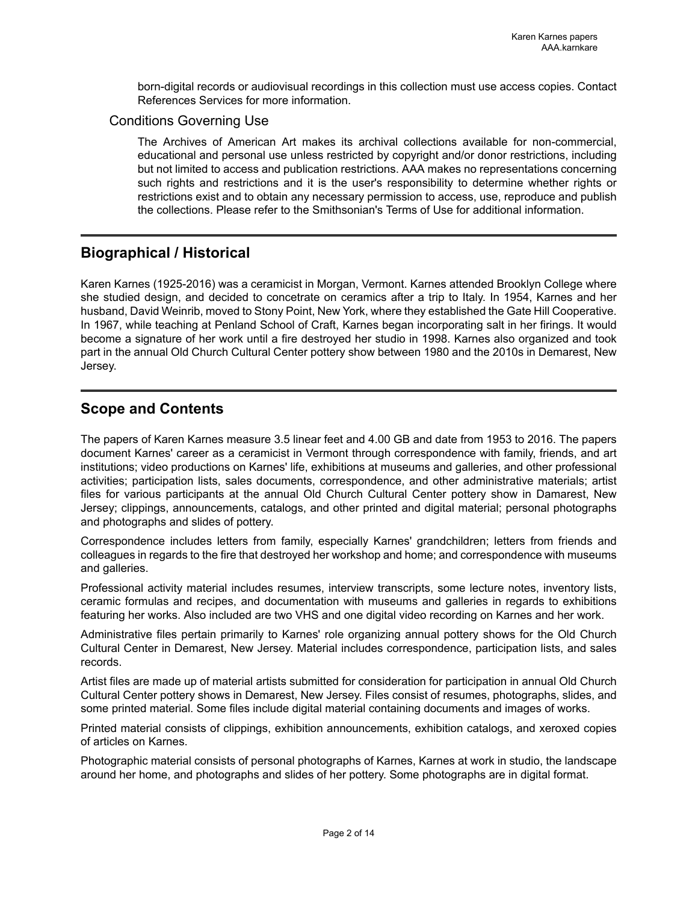born-digital records or audiovisual recordings in this collection must use access copies. Contact References Services for more information.

### Conditions Governing Use

The Archives of American Art makes its archival collections available for non-commercial, educational and personal use unless restricted by copyright and/or donor restrictions, including but not limited to access and publication restrictions. AAA makes no representations concerning such rights and restrictions and it is the user's responsibility to determine whether rights or restrictions exist and to obtain any necessary permission to access, use, reproduce and publish the collections. Please refer to the Smithsonian's Terms of Use for additional information.

## Biographical / Historical

Karen Karnes (1925-2016) was a ceramicist in Morgan, Vermont. Karnes attended Brooklyn College where she studied design, and decided to concetrate on ceramics after a trip to Italy. In 1954, Karnes and her husband, David Weinrib, moved to Stony Point, New York, where they established the Gate Hill Cooperative. In 1967, while teaching at Penland School of Craft, Karnes began incorporating salt in her firings. It would become a signature of her work until a fire destroyed her studio in 1998. Karnes also organized and took part in the annual Old Church Cultural Center pottery show between 1980 and the 2010s in Demarest, New Jersey.

## Scope and Contents

The papers of Karen Karnes measure 3.5 linear feet and 4.00 GB and date from 1953 to 2016. The papers document Karnes' career as a ceramicist in Vermont through correspondence with family, friends, and art institutions; video productions on Karnes' life, exhibitions at museums and galleries, and other professional activities; participation lists, sales documents, correspondence, and other administrative materials; artist files for various participants at the annual Old Church Cultural Center pottery show in Damarest, New Jersey; clippings, announcements, catalogs, and other printed and digital material; personal photographs and photographs and slides of pottery.

Correspondence includes letters from family, especially Karnes' grandchildren; letters from friends and colleagues in regards to the fire that destroyed her workshop and home; and correspondence with museums and galleries.

Professional activity material includes resumes, interview transcripts, some lecture notes, inventory lists, ceramic formulas and recipes, and documentation with museums and galleries in regards to exhibitions featuring her works. Also included are two VHS and one digital video recording on Karnes and her work.

Administrative files pertain primarily to Karnes' role organizing annual pottery shows for the Old Church Cultural Center in Demarest, New Jersey. Material includes correspondence, participation lists, and sales records.

Artist files are made up of material artists submitted for consideration for participation in annual Old Church Cultural Center pottery shows in Demarest, New Jersey. Files consist of resumes, photographs, slides, and some printed material. Some files include digital material containing documents and images of works.

Printed material consists of clippings, exhibition announcements, exhibition catalogs, and xeroxed copies of articles on Karnes.

Photographic material consists of personal photographs of Karnes, Karnes at work in studio, the landscape around her home, and photographs and slides of her pottery. Some photographs are in digital format.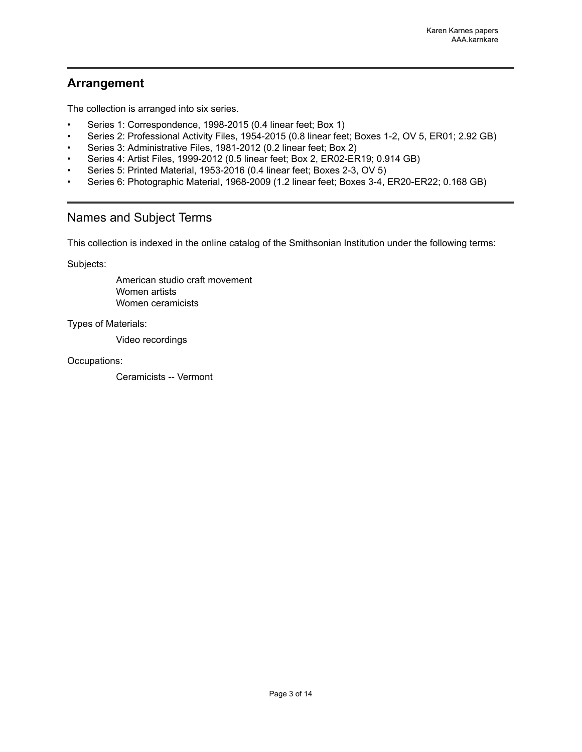## Arrangement

The collection is arranged into six series.

- Series 1: Correspondence, 1998-2015 (0.4 linear feet; Box 1)
- Series 2: Professional Activity Files, 1954-2015 (0.8 linear feet; Boxes 1-2, OV 5, ER01; 2.92 GB)
- Series 3: Administrative Files, 1981-2012 (0.2 linear feet; Box 2)
- Series 4: Artist Files, 1999-2012 (0.5 linear feet; Box 2, ER02-ER19; 0.914 GB)
- Series 5: Printed Material, 1953-2016 (0.4 linear feet; Boxes 2-3, OV 5)
- Series 6: Photographic Material, 1968-2009 (1.2 linear feet; Boxes 3-4, ER20-ER22; 0.168 GB)

## Names and Subject Terms

This collection is indexed in the online catalog of the Smithsonian Institution under the following terms:

Subjects:

American studio craft movement
Women artists
Women ceramicists

Types of Materials:

Video recordings

Occupations:

Ceramicists -- Vermont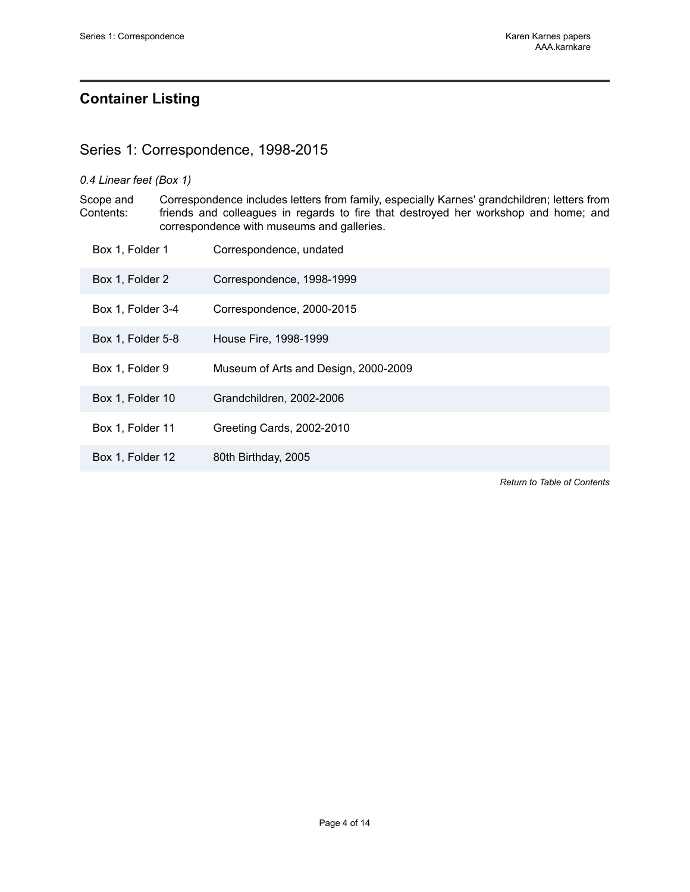## Container Listing

### Series 1: Correspondence, 1998-2015

*0.4 Linear feet (Box 1)*

Scope and Contents: Correspondence includes letters from family, especially Karnes' grandchildren; letters from friends and colleagues in regards to fire that destroyed her workshop and home; and correspondence with museums and galleries.

| | |
|---|---|
| Box 1, Folder 1 | Correspondence, undated |
| Box 1, Folder 2 | Correspondence, 1998-1999 |
| Box 1, Folder 3-4 | Correspondence, 2000-2015 |
| Box 1, Folder 5-8 | House Fire, 1998-1999 |
| Box 1, Folder 9 | Museum of Arts and Design, 2000-2009 |
| Box 1, Folder 10 | Grandchildren, 2002-2006 |
| Box 1, Folder 11 | Greeting Cards, 2002-2010 |
| Box 1, Folder 12 | 80th Birthday, 2005 |

*Return to Table of Contents*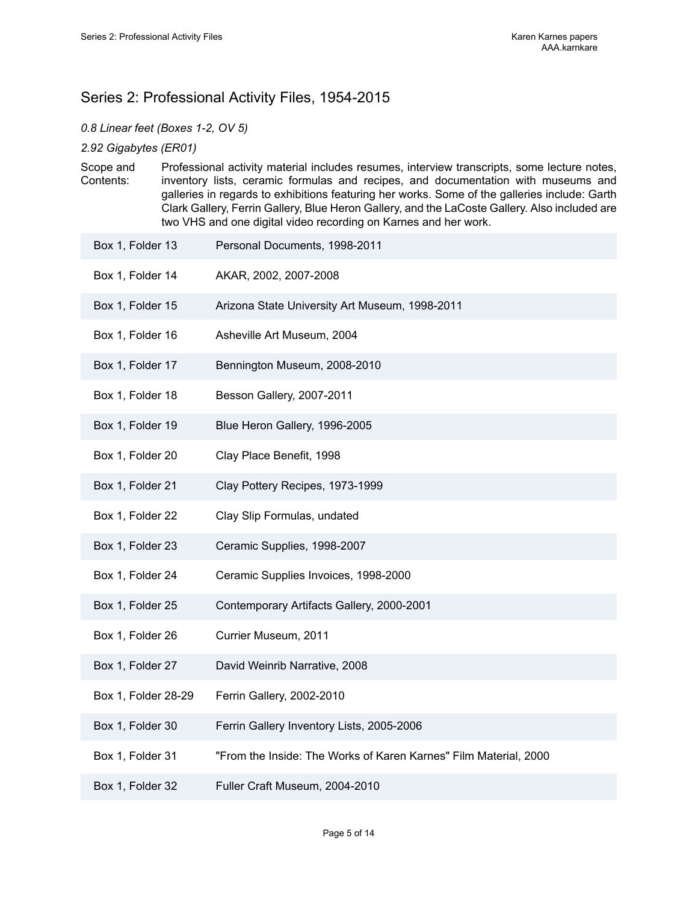## Series 2: Professional Activity Files, 1954-2015

*0.8 Linear feet (Boxes 1-2, OV 5)*

*2.92 Gigabytes (ER01)*

Scope and Contents: Professional activity material includes resumes, interview transcripts, some lecture notes, inventory lists, ceramic formulas and recipes, and documentation with museums and galleries in regards to exhibitions featuring her works. Some of the galleries include: Garth Clark Gallery, Ferrin Gallery, Blue Heron Gallery, and the LaCoste Gallery. Also included are two VHS and one digital video recording on Karnes and her work.

| | |
|---|---|
| Box 1, Folder 13 | Personal Documents, 1998-2011 |
| Box 1, Folder 14 | AKAR, 2002, 2007-2008 |
| Box 1, Folder 15 | Arizona State University Art Museum, 1998-2011 |
| Box 1, Folder 16 | Asheville Art Museum, 2004 |
| Box 1, Folder 17 | Bennington Museum, 2008-2010 |
| Box 1, Folder 18 | Besson Gallery, 2007-2011 |
| Box 1, Folder 19 | Blue Heron Gallery, 1996-2005 |
| Box 1, Folder 20 | Clay Place Benefit, 1998 |
| Box 1, Folder 21 | Clay Pottery Recipes, 1973-1999 |
| Box 1, Folder 22 | Clay Slip Formulas, undated |
| Box 1, Folder 23 | Ceramic Supplies, 1998-2007 |
| Box 1, Folder 24 | Ceramic Supplies Invoices, 1998-2000 |
| Box 1, Folder 25 | Contemporary Artifacts Gallery, 2000-2001 |
| Box 1, Folder 26 | Currier Museum, 2011 |
| Box 1, Folder 27 | David Weinrib Narrative, 2008 |
| Box 1, Folder 28-29 | Ferrin Gallery, 2002-2010 |
| Box 1, Folder 30 | Ferrin Gallery Inventory Lists, 2005-2006 |
| Box 1, Folder 31 | "From the Inside: The Works of Karen Karnes" Film Material, 2000 |
| Box 1, Folder 32 | Fuller Craft Museum, 2004-2010 |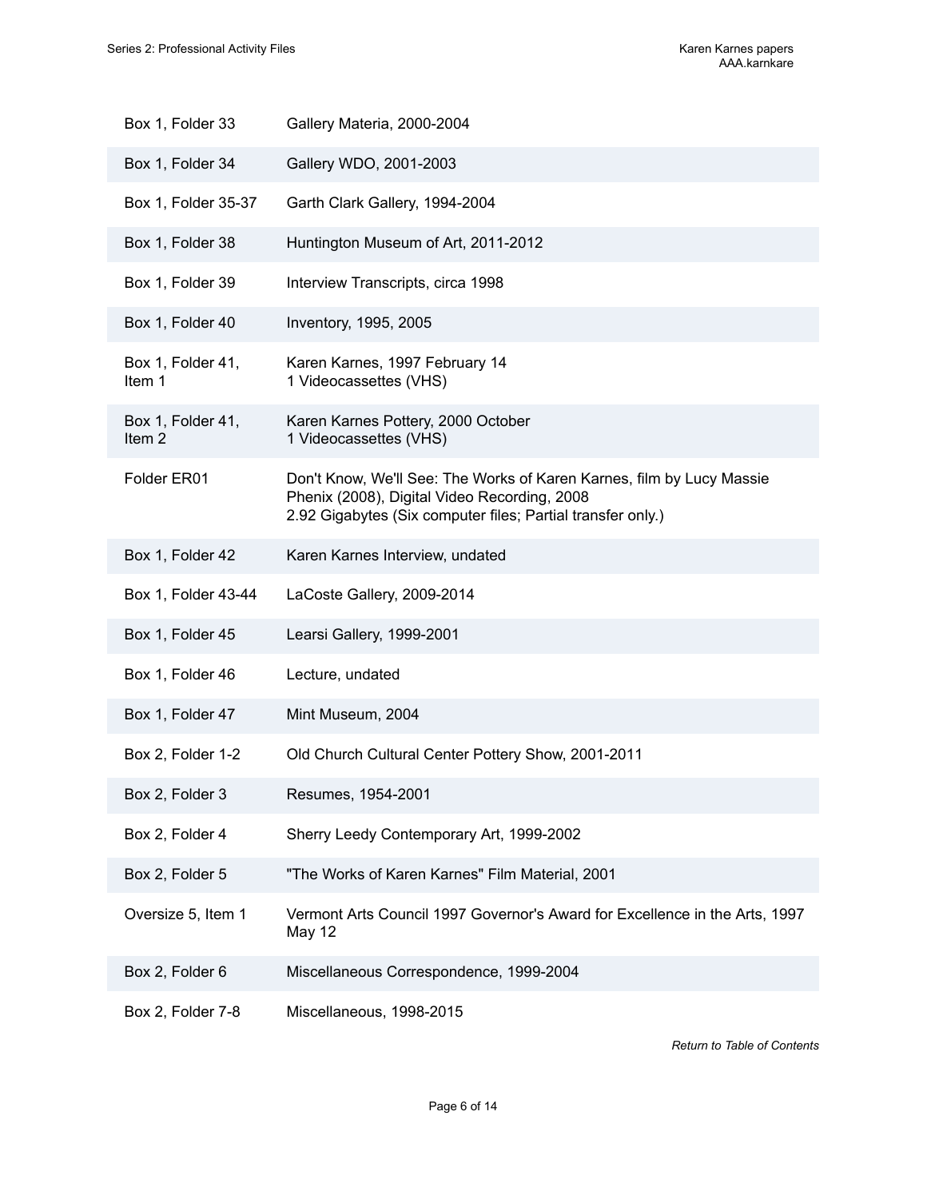| | |
|---|---|
| Box 1, Folder 33 | Gallery Materia, 2000-2004 |
| Box 1, Folder 34 | Gallery WDO, 2001-2003 |
| Box 1, Folder 35-37 | Garth Clark Gallery, 1994-2004 |
| Box 1, Folder 38 | Huntington Museum of Art, 2011-2012 |
| Box 1, Folder 39 | Interview Transcripts, circa 1998 |
| Box 1, Folder 40 | Inventory, 1995, 2005 |
| Box 1, Folder 41, Item 1 | Karen Karnes, 1997 February 14<br>1 Videocassettes (VHS) |
| Box 1, Folder 41, Item 2 | Karen Karnes Pottery, 2000 October<br>1 Videocassettes (VHS) |
| Folder ER01 | Don't Know, We'll See: The Works of Karen Karnes, film by Lucy Massie Phenix (2008), Digital Video Recording, 2008<br>2.92 Gigabytes (Six computer files; Partial transfer only.) |
| Box 1, Folder 42 | Karen Karnes Interview, undated |
| Box 1, Folder 43-44 | LaCoste Gallery, 2009-2014 |
| Box 1, Folder 45 | Learsi Gallery, 1999-2001 |
| Box 1, Folder 46 | Lecture, undated |
| Box 1, Folder 47 | Mint Museum, 2004 |
| Box 2, Folder 1-2 | Old Church Cultural Center Pottery Show, 2001-2011 |
| Box 2, Folder 3 | Resumes, 1954-2001 |
| Box 2, Folder 4 | Sherry Leedy Contemporary Art, 1999-2002 |
| Box 2, Folder 5 | "The Works of Karen Karnes" Film Material, 2001 |
| Oversize 5, Item 1 | Vermont Arts Council 1997 Governor's Award for Excellence in the Arts, 1997 May 12 |
| Box 2, Folder 6 | Miscellaneous Correspondence, 1999-2004 |
| Box 2, Folder 7-8 | Miscellaneous, 1998-2015 |

*Return to Table of Contents*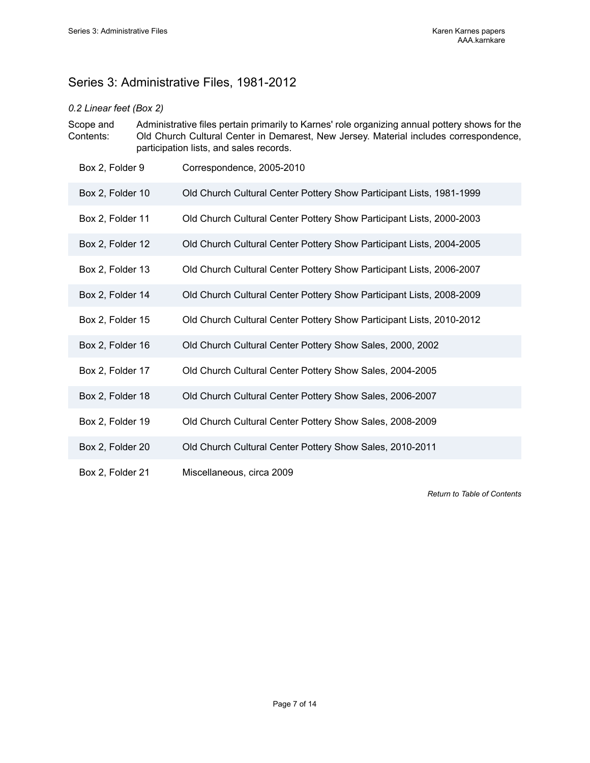## Series 3: Administrative Files, 1981-2012

*0.2 Linear feet (Box 2)*

Scope and Contents: Administrative files pertain primarily to Karnes' role organizing annual pottery shows for the Old Church Cultural Center in Demarest, New Jersey. Material includes correspondence, participation lists, and sales records.

| | |
|---|---|
| Box 2, Folder 9 | Correspondence, 2005-2010 |
| Box 2, Folder 10 | Old Church Cultural Center Pottery Show Participant Lists, 1981-1999 |
| Box 2, Folder 11 | Old Church Cultural Center Pottery Show Participant Lists, 2000-2003 |
| Box 2, Folder 12 | Old Church Cultural Center Pottery Show Participant Lists, 2004-2005 |
| Box 2, Folder 13 | Old Church Cultural Center Pottery Show Participant Lists, 2006-2007 |
| Box 2, Folder 14 | Old Church Cultural Center Pottery Show Participant Lists, 2008-2009 |
| Box 2, Folder 15 | Old Church Cultural Center Pottery Show Participant Lists, 2010-2012 |
| Box 2, Folder 16 | Old Church Cultural Center Pottery Show Sales, 2000, 2002 |
| Box 2, Folder 17 | Old Church Cultural Center Pottery Show Sales, 2004-2005 |
| Box 2, Folder 18 | Old Church Cultural Center Pottery Show Sales, 2006-2007 |
| Box 2, Folder 19 | Old Church Cultural Center Pottery Show Sales, 2008-2009 |
| Box 2, Folder 20 | Old Church Cultural Center Pottery Show Sales, 2010-2011 |
| Box 2, Folder 21 | Miscellaneous, circa 2009 |

*Return to Table of Contents*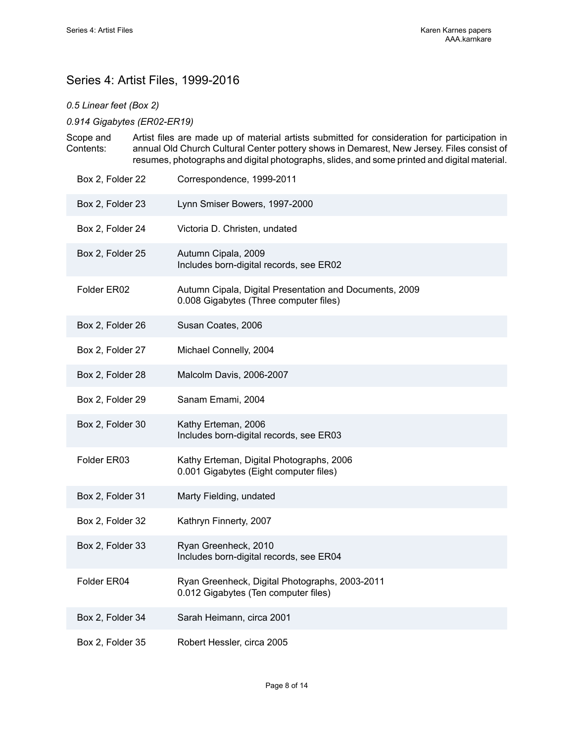## Series 4: Artist Files, 1999-2016

*0.5 Linear feet (Box 2)*

*0.914 Gigabytes (ER02-ER19)*

Scope and Contents: Artist files are made up of material artists submitted for consideration for participation in annual Old Church Cultural Center pottery shows in Demarest, New Jersey. Files consist of resumes, photographs and digital photographs, slides, and some printed and digital material.

| | |
|---|---|
| Box 2, Folder 22 | Correspondence, 1999-2011 |
| Box 2, Folder 23 | Lynn Smiser Bowers, 1997-2000 |
| Box 2, Folder 24 | Victoria D. Christen, undated |
| Box 2, Folder 25 | Autumn Cipala, 2009<br>Includes born-digital records, see ER02 |
| Folder ER02 | Autumn Cipala, Digital Presentation and Documents, 2009<br>0.008 Gigabytes (Three computer files) |
| Box 2, Folder 26 | Susan Coates, 2006 |
| Box 2, Folder 27 | Michael Connelly, 2004 |
| Box 2, Folder 28 | Malcolm Davis, 2006-2007 |
| Box 2, Folder 29 | Sanam Emami, 2004 |
| Box 2, Folder 30 | Kathy Erteman, 2006<br>Includes born-digital records, see ER03 |
| Folder ER03 | Kathy Erteman, Digital Photographs, 2006<br>0.001 Gigabytes (Eight computer files) |
| Box 2, Folder 31 | Marty Fielding, undated |
| Box 2, Folder 32 | Kathryn Finnerty, 2007 |
| Box 2, Folder 33 | Ryan Greenheck, 2010<br>Includes born-digital records, see ER04 |
| Folder ER04 | Ryan Greenheck, Digital Photographs, 2003-2011<br>0.012 Gigabytes (Ten computer files) |
| Box 2, Folder 34 | Sarah Heimann, circa 2001 |
| Box 2, Folder 35 | Robert Hessler, circa 2005 |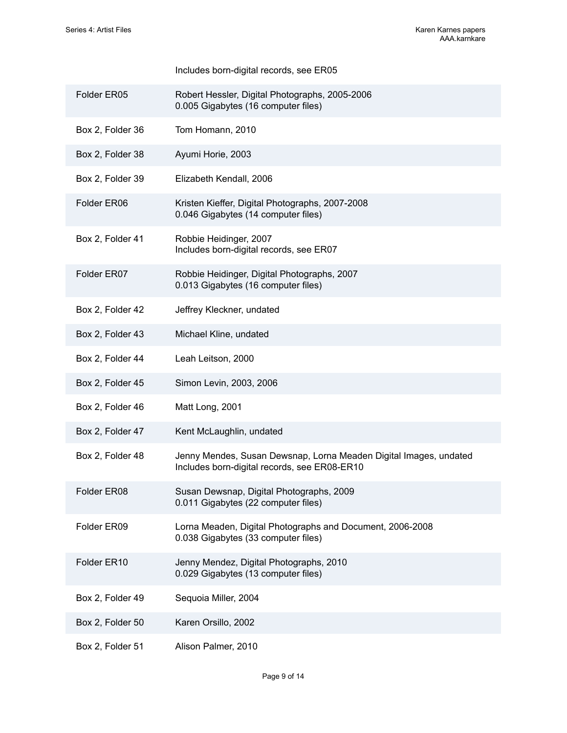| | |
|---|---|
| | Includes born-digital records, see ER05 |
| Folder ER05 | Robert Hessler, Digital Photographs, 2005-2006<br>0.005 Gigabytes (16 computer files) |
| Box 2, Folder 36 | Tom Homann, 2010 |
| Box 2, Folder 38 | Ayumi Horie, 2003 |
| Box 2, Folder 39 | Elizabeth Kendall, 2006 |
| Folder ER06 | Kristen Kieffer, Digital Photographs, 2007-2008<br>0.046 Gigabytes (14 computer files) |
| Box 2, Folder 41 | Robbie Heidinger, 2007<br>Includes born-digital records, see ER07 |
| Folder ER07 | Robbie Heidinger, Digital Photographs, 2007<br>0.013 Gigabytes (16 computer files) |
| Box 2, Folder 42 | Jeffrey Kleckner, undated |
| Box 2, Folder 43 | Michael Kline, undated |
| Box 2, Folder 44 | Leah Leitson, 2000 |
| Box 2, Folder 45 | Simon Levin, 2003, 2006 |
| Box 2, Folder 46 | Matt Long, 2001 |
| Box 2, Folder 47 | Kent McLaughlin, undated |
| Box 2, Folder 48 | Jenny Mendes, Susan Dewsnap, Lorna Meaden Digital Images, undated<br>Includes born-digital records, see ER08-ER10 |
| Folder ER08 | Susan Dewsnap, Digital Photographs, 2009<br>0.011 Gigabytes (22 computer files) |
| Folder ER09 | Lorna Meaden, Digital Photographs and Document, 2006-2008<br>0.038 Gigabytes (33 computer files) |
| Folder ER10 | Jenny Mendez, Digital Photographs, 2010<br>0.029 Gigabytes (13 computer files) |
| Box 2, Folder 49 | Sequoia Miller, 2004 |
| Box 2, Folder 50 | Karen Orsillo, 2002 |
| Box 2, Folder 51 | Alison Palmer, 2010 |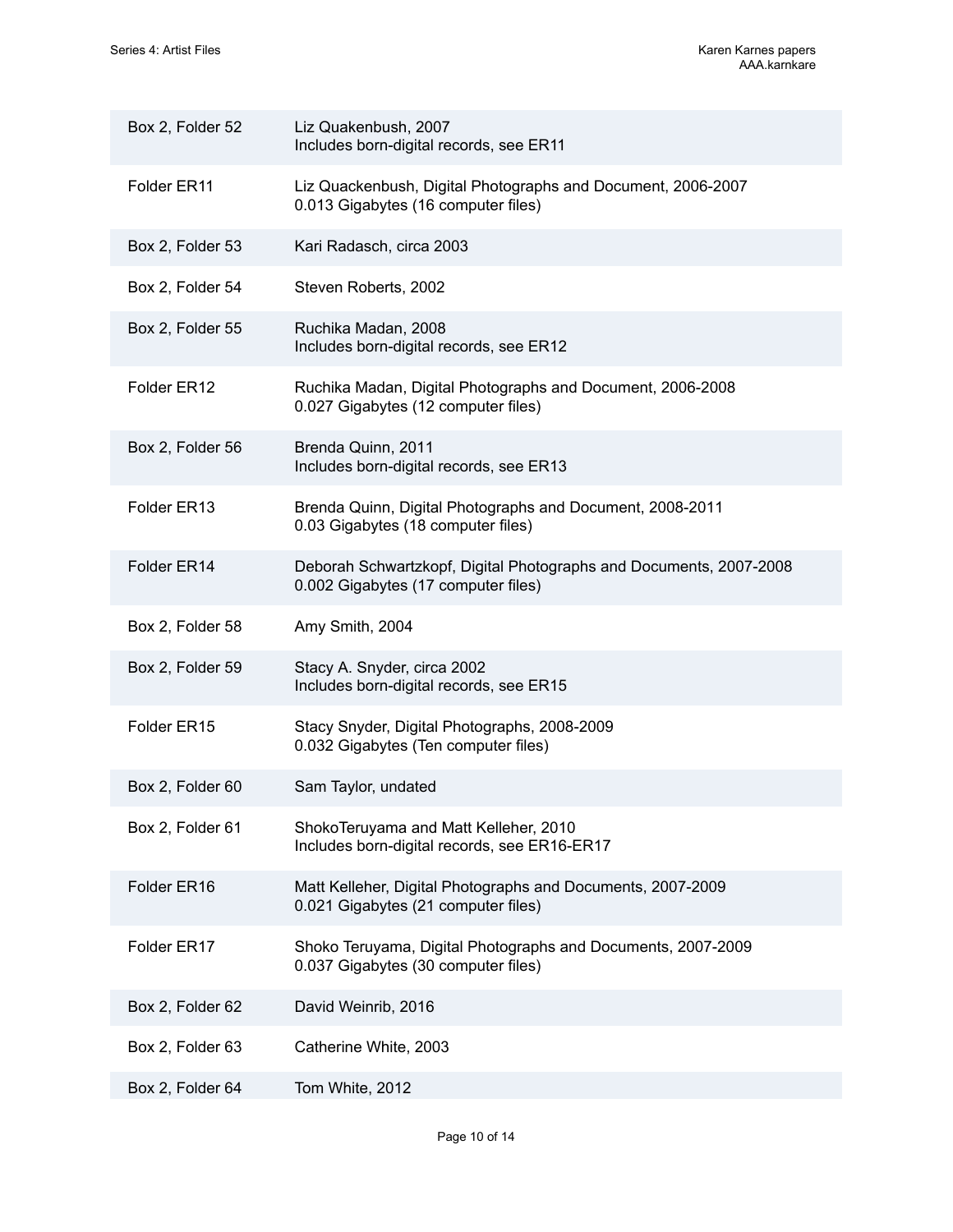| | |
|---|---|
| Box 2, Folder 52 | Liz Quakenbush, 2007<br>Includes born-digital records, see ER11 |
| Folder ER11 | Liz Quackenbush, Digital Photographs and Document, 2006-2007<br>0.013 Gigabytes (16 computer files) |
| Box 2, Folder 53 | Kari Radasch, circa 2003 |
| Box 2, Folder 54 | Steven Roberts, 2002 |
| Box 2, Folder 55 | Ruchika Madan, 2008<br>Includes born-digital records, see ER12 |
| Folder ER12 | Ruchika Madan, Digital Photographs and Document, 2006-2008<br>0.027 Gigabytes (12 computer files) |
| Box 2, Folder 56 | Brenda Quinn, 2011<br>Includes born-digital records, see ER13 |
| Folder ER13 | Brenda Quinn, Digital Photographs and Document, 2008-2011<br>0.03 Gigabytes (18 computer files) |
| Folder ER14 | Deborah Schwartzkopf, Digital Photographs and Documents, 2007-2008<br>0.002 Gigabytes (17 computer files) |
| Box 2, Folder 58 | Amy Smith, 2004 |
| Box 2, Folder 59 | Stacy A. Snyder, circa 2002<br>Includes born-digital records, see ER15 |
| Folder ER15 | Stacy Snyder, Digital Photographs, 2008-2009<br>0.032 Gigabytes (Ten computer files) |
| Box 2, Folder 60 | Sam Taylor, undated |
| Box 2, Folder 61 | ShokoTeruyama and Matt Kelleher, 2010<br>Includes born-digital records, see ER16-ER17 |
| Folder ER16 | Matt Kelleher, Digital Photographs and Documents, 2007-2009<br>0.021 Gigabytes (21 computer files) |
| Folder ER17 | Shoko Teruyama, Digital Photographs and Documents, 2007-2009<br>0.037 Gigabytes (30 computer files) |
| Box 2, Folder 62 | David Weinrib, 2016 |
| Box 2, Folder 63 | Catherine White, 2003 |
| Box 2, Folder 64 | Tom White, 2012 |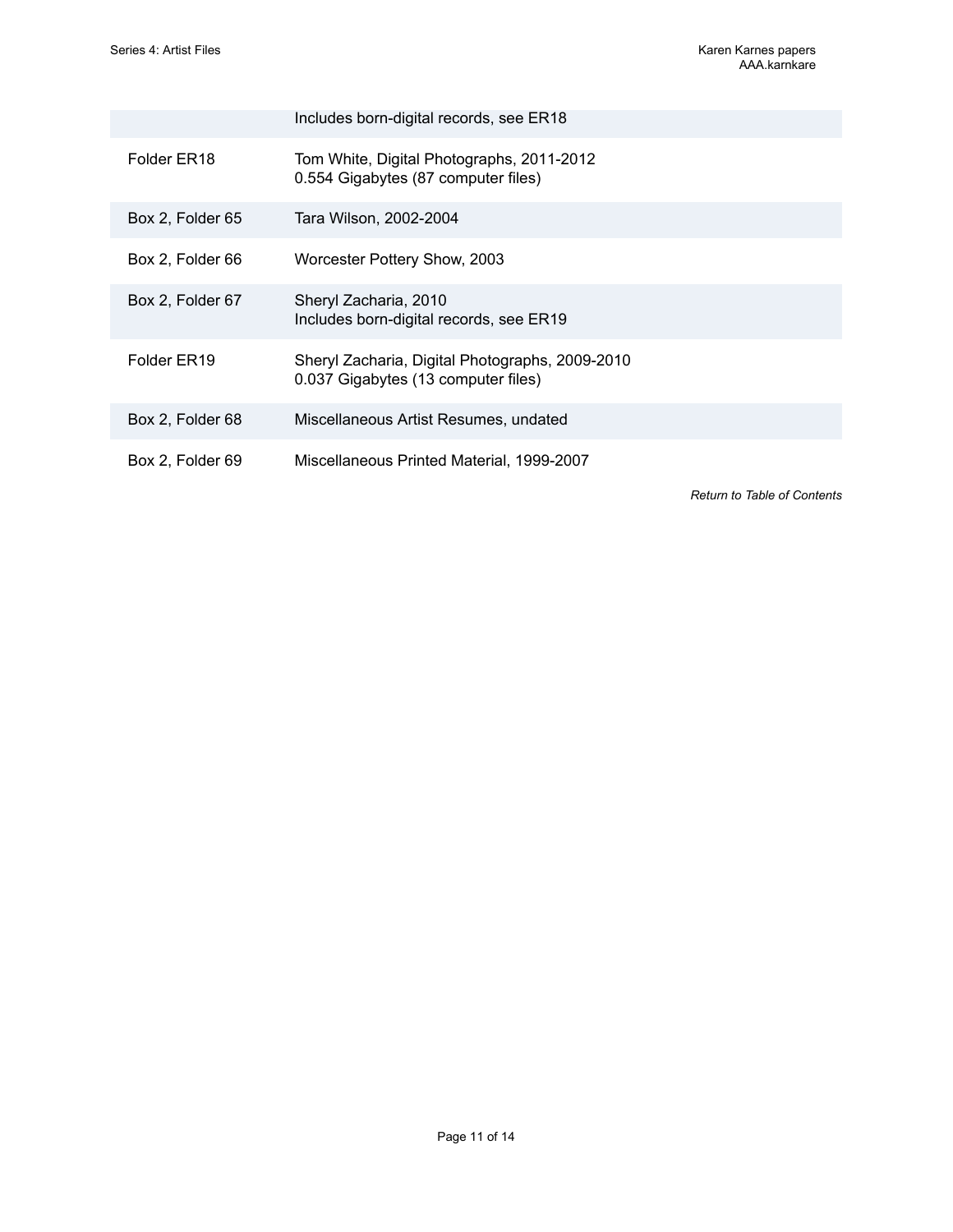| | |
|---|---|
| | Includes born-digital records, see ER18 |
| Folder ER18 | Tom White, Digital Photographs, 2011-2012<br>0.554 Gigabytes (87 computer files) |
| Box 2, Folder 65 | Tara Wilson, 2002-2004 |
| Box 2, Folder 66 | Worcester Pottery Show, 2003 |
| Box 2, Folder 67 | Sheryl Zacharia, 2010<br>Includes born-digital records, see ER19 |
| Folder ER19 | Sheryl Zacharia, Digital Photographs, 2009-2010<br>0.037 Gigabytes (13 computer files) |
| Box 2, Folder 68 | Miscellaneous Artist Resumes, undated |
| Box 2, Folder 69 | Miscellaneous Printed Material, 1999-2007 |

*Return to Table of Contents*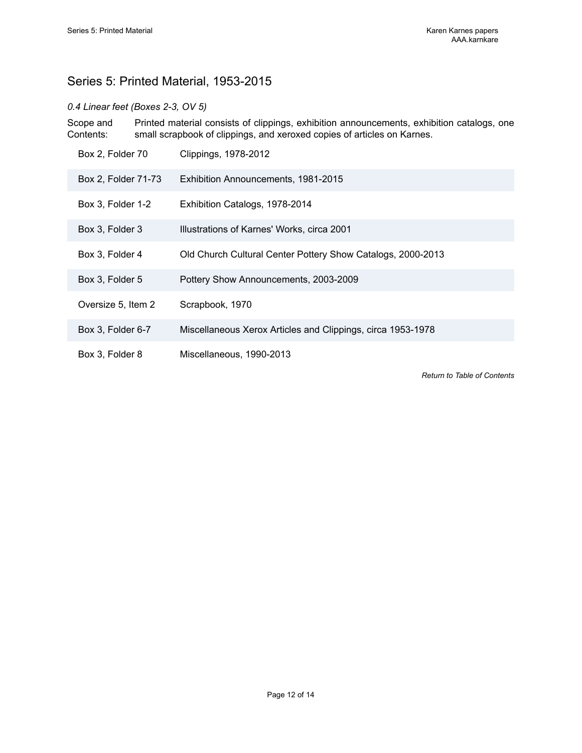## Series 5: Printed Material, 1953-2015

*0.4 Linear feet (Boxes 2-3, OV 5)*

Scope and Contents: Printed material consists of clippings, exhibition announcements, exhibition catalogs, one small scrapbook of clippings, and xeroxed copies of articles on Karnes.

| | |
|---|---|
| Box 2, Folder 70 | Clippings, 1978-2012 |
| Box 2, Folder 71-73 | Exhibition Announcements, 1981-2015 |
| Box 3, Folder 1-2 | Exhibition Catalogs, 1978-2014 |
| Box 3, Folder 3 | Illustrations of Karnes' Works, circa 2001 |
| Box 3, Folder 4 | Old Church Cultural Center Pottery Show Catalogs, 2000-2013 |
| Box 3, Folder 5 | Pottery Show Announcements, 2003-2009 |
| Oversize 5, Item 2 | Scrapbook, 1970 |
| Box 3, Folder 6-7 | Miscellaneous Xerox Articles and Clippings, circa 1953-1978 |
| Box 3, Folder 8 | Miscellaneous, 1990-2013 |

*Return to Table of Contents*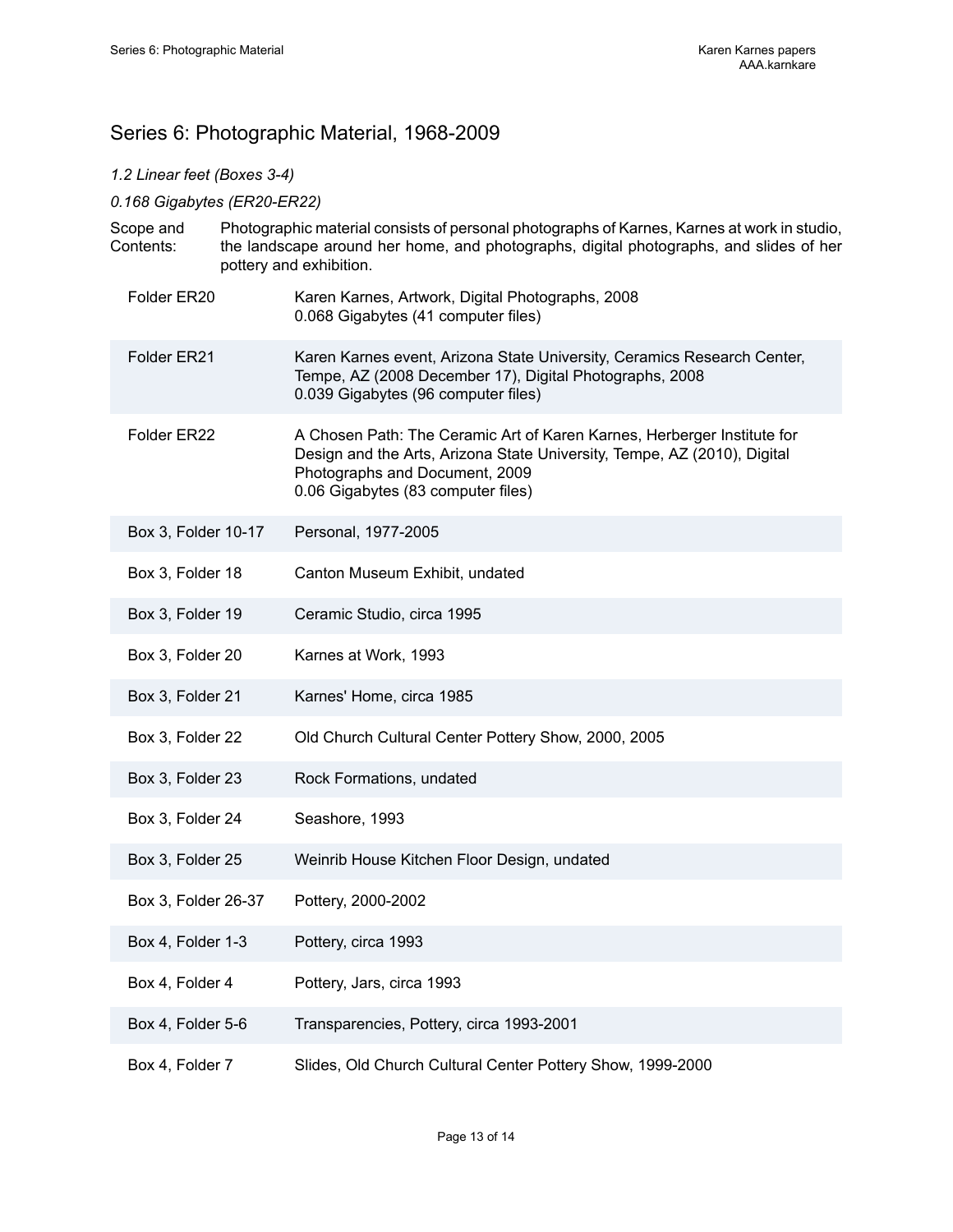## Series 6: Photographic Material, 1968-2009

*1.2 Linear feet (Boxes 3-4)*

*0.168 Gigabytes (ER20-ER22)*

Scope and Contents: Photographic material consists of personal photographs of Karnes, Karnes at work in studio, the landscape around her home, and photographs, digital photographs, and slides of her pottery and exhibition.

| | |
|---|---|
| Folder ER20 | Karen Karnes, Artwork, Digital Photographs, 2008<br>0.068 Gigabytes (41 computer files) |
| Folder ER21 | Karen Karnes event, Arizona State University, Ceramics Research Center, Tempe, AZ (2008 December 17), Digital Photographs, 2008<br>0.039 Gigabytes (96 computer files) |
| Folder ER22 | A Chosen Path: The Ceramic Art of Karen Karnes, Herberger Institute for Design and the Arts, Arizona State University, Tempe, AZ (2010), Digital Photographs and Document, 2009<br>0.06 Gigabytes (83 computer files) |
| Box 3, Folder 10-17 | Personal, 1977-2005 |
| Box 3, Folder 18 | Canton Museum Exhibit, undated |
| Box 3, Folder 19 | Ceramic Studio, circa 1995 |
| Box 3, Folder 20 | Karnes at Work, 1993 |
| Box 3, Folder 21 | Karnes' Home, circa 1985 |
| Box 3, Folder 22 | Old Church Cultural Center Pottery Show, 2000, 2005 |
| Box 3, Folder 23 | Rock Formations, undated |
| Box 3, Folder 24 | Seashore, 1993 |
| Box 3, Folder 25 | Weinrib House Kitchen Floor Design, undated |
| Box 3, Folder 26-37 | Pottery, 2000-2002 |
| Box 4, Folder 1-3 | Pottery, circa 1993 |
| Box 4, Folder 4 | Pottery, Jars, circa 1993 |
| Box 4, Folder 5-6 | Transparencies, Pottery, circa 1993-2001 |
| Box 4, Folder 7 | Slides, Old Church Cultural Center Pottery Show, 1999-2000 |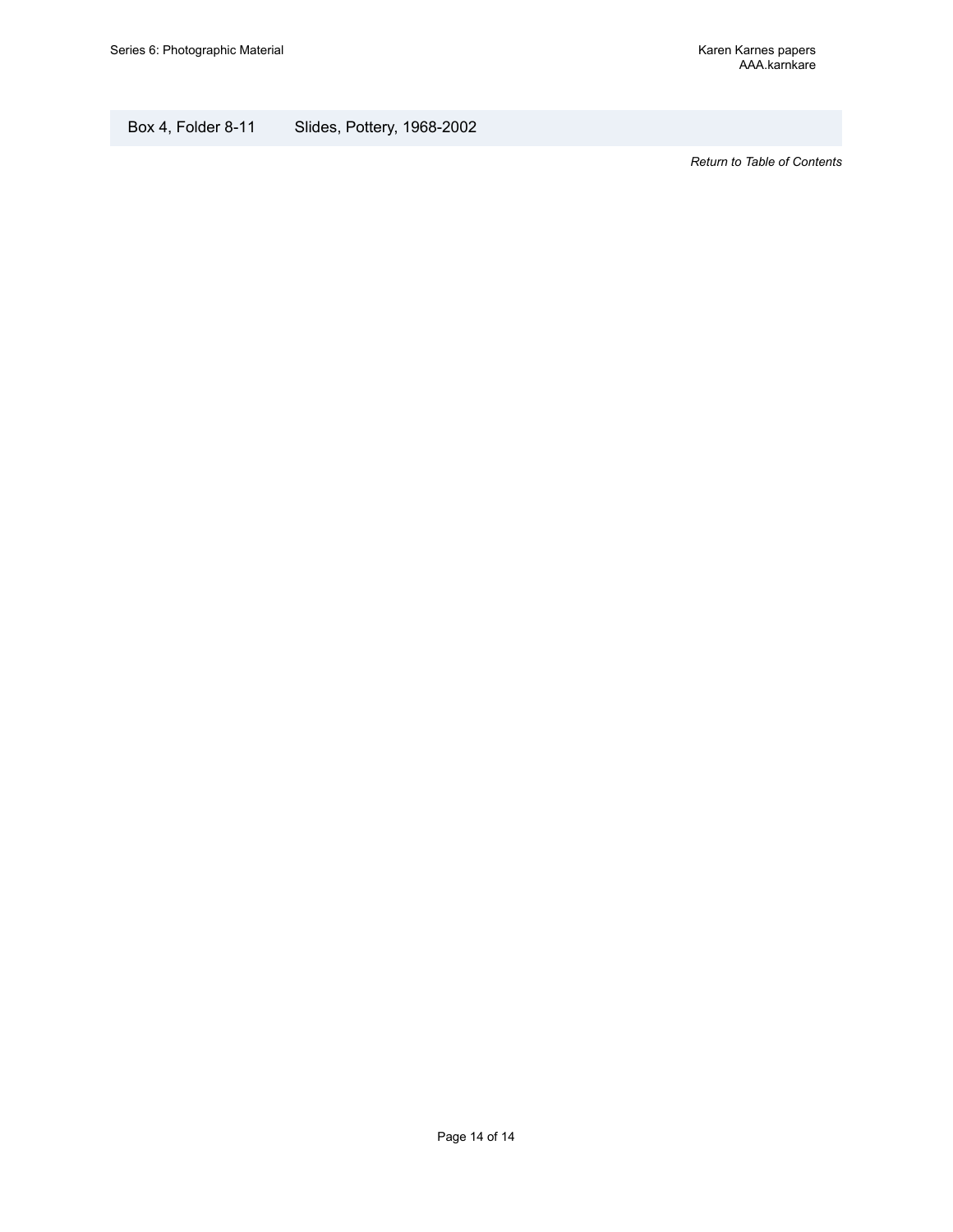| | |
|---|---|
| Box 4, Folder 8-11 | Slides, Pottery, 1968-2002 |

*Return to Table of Contents*